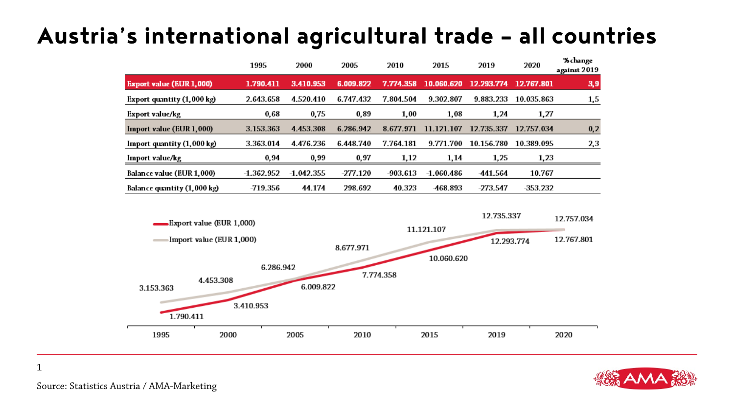# Austria's international agricultural trade – all countries

| | 1995 | 2000 | 2005 | 2010 | 2015 | 2019 | 2020 | % change against 2019 |
|---|---|---|---|---|---|---|---|---|
| **Export value (EUR 1,000)** | 1.790.411 | 3.410.953 | 6.009.822 | 7.774.358 | 10.060.620 | 12.293.774 | 12.767.801 | 3,9 |
| **Export quantity (1,000 kg)** | 2.643.658 | 4.520.410 | 6.747.432 | 7.804.504 | 9.302.807 | 9.883.233 | 10.035.863 | 1,5 |
| **Export value/kg** | 0,68 | 0,75 | 0,89 | 1,00 | 1,08 | 1,24 | 1,27 | |
| **Import value (EUR 1,000)** | 3.153.363 | 4.453.308 | 6.286.942 | 8.677.971 | 11.121.107 | 12.735.337 | 12.757.034 | 0,2 |
| **Import quantity (1,000 kg)** | 3.363.014 | 4.476.236 | 6.448.740 | 7.764.181 | 9.771.700 | 10.156.780 | 10.389.095 | 2,3 |
| **Import value/kg** | 0,94 | 0,99 | 0,97 | 1,12 | 1,14 | 1,25 | 1,23 | |
| **Balance value (EUR 1,000)** | -1.362.952 | -1.042.355 | -277.120 | -903.613 | -1.060.486 | -441.564 | 10.767 | |
| **Balance quantity (1,000 kg)** | -719.356 | 44.174 | 298.692 | 40.323 | -468.893 | -273.547 | -353.232 | |

Source: Statistics Austria / AMA-Marketing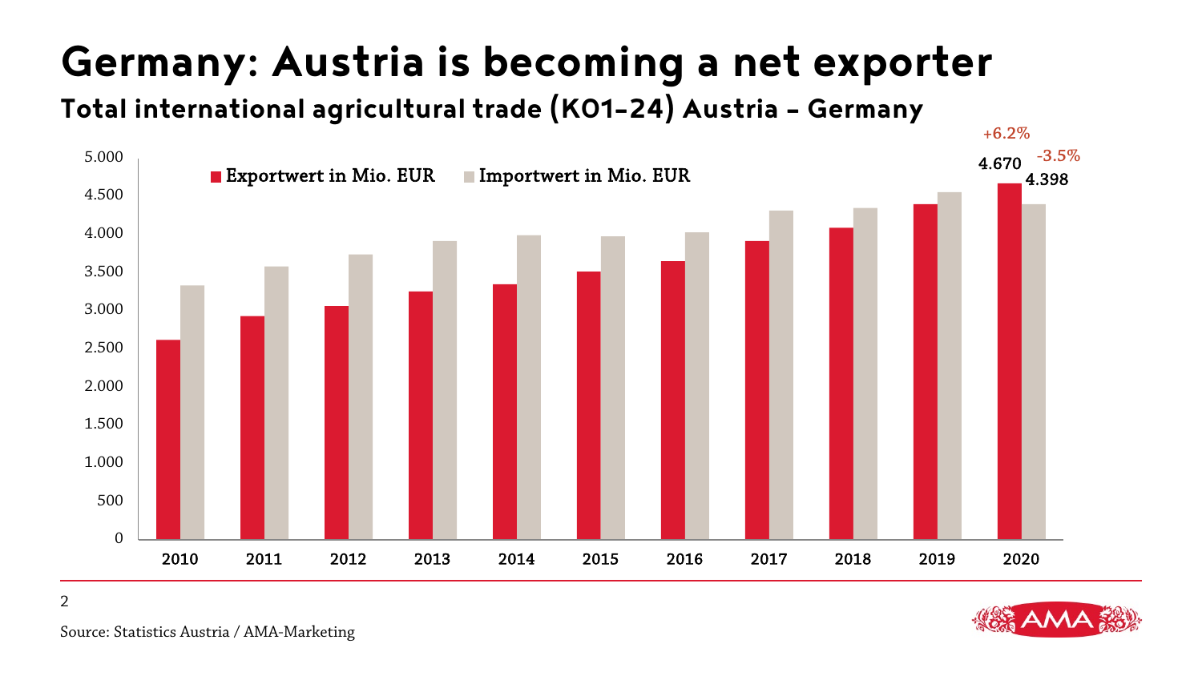# Germany: Austria is becoming a net exporter

## Total international agricultural trade (K01-24) Austria – Germany

■ Exportwert in Mio. EUR ■ Importwert in Mio. EUR

| Year | Exportwert in Mio. EUR | Importwert in Mio. EUR |
|---|---|---|
| 2010 | | |
| 2011 | | |
| 2012 | | |
| 2013 | | |
| 2014 | | |
| 2015 | | |
| 2016 | | |
| 2017 | | |
| 2018 | | |
| 2019 | | |
| 2020 | 4.670 (+6.2%) | 4.398 (-3.5%) |

Source: Statistics Austria / AMA-Marketing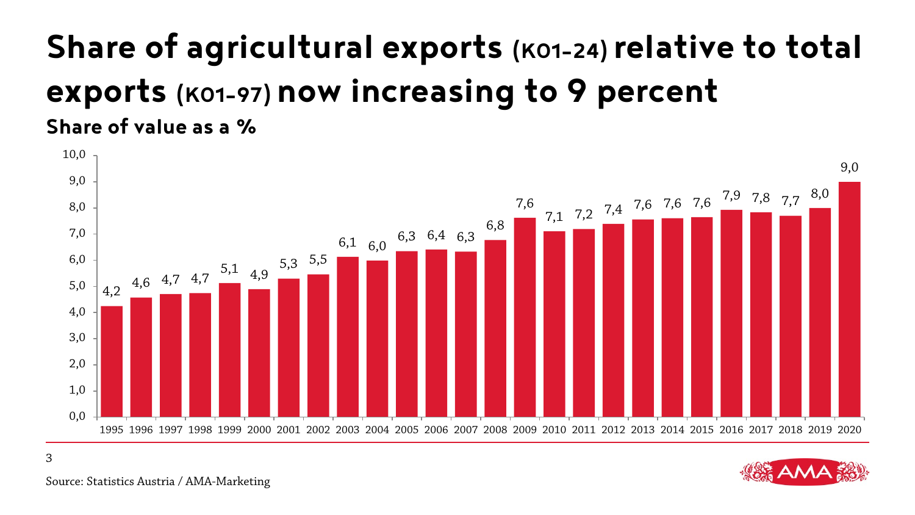# Share of agricultural exports (K01-24) relative to total exports (K01-97) now increasing to 9 percent

**Share of value as a %**

| Year | Share (%) |
|---|---|
| 1995 | 4,2 |
| 1996 | 4,6 |
| 1997 | 4,7 |
| 1998 | 4,7 |
| 1999 | 5,1 |
| 2000 | 4,9 |
| 2001 | 5,3 |
| 2002 | 5,5 |
| 2003 | 6,1 |
| 2004 | 6,0 |
| 2005 | 6,3 |
| 2006 | 6,4 |
| 2007 | 6,3 |
| 2008 | 6,8 |
| 2009 | 7,6 |
| 2010 | 7,1 |
| 2011 | 7,2 |
| 2012 | 7,4 |
| 2013 | 7,6 |
| 2014 | 7,6 |
| 2015 | 7,6 |
| 2016 | 7,9 |
| 2017 | 7,8 |
| 2018 | 7,7 |
| 2019 | 8,0 |
| 2020 | 9,0 |

Source: Statistics Austria / AMA-Marketing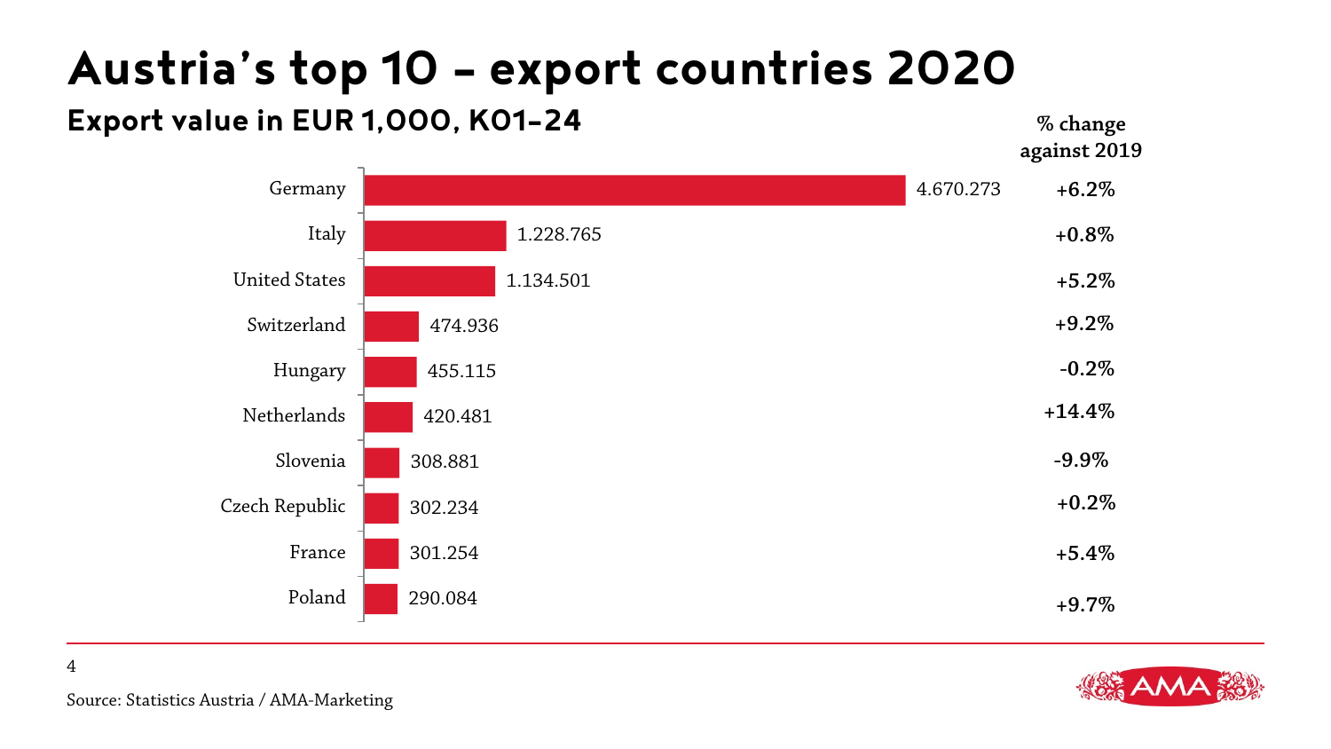# Austria's top 10 – export countries 2020

## Export value in EUR 1,000, K01-24

| Country | Export value | % change against 2019 |
|---|---|---|
| Germany | 4.670.273 | +6.2% |
| Italy | 1.228.765 | +0.8% |
| United States | 1.134.501 | +5.2% |
| Switzerland | 474.936 | +9.2% |
| Hungary | 455.115 | -0.2% |
| Netherlands | 420.481 | +14.4% |
| Slovenia | 308.881 | -9.9% |
| Czech Republic | 302.234 | +0.2% |
| France | 301.254 | +5.4% |
| Poland | 290.084 | +9.7% |

Source: Statistics Austria / AMA-Marketing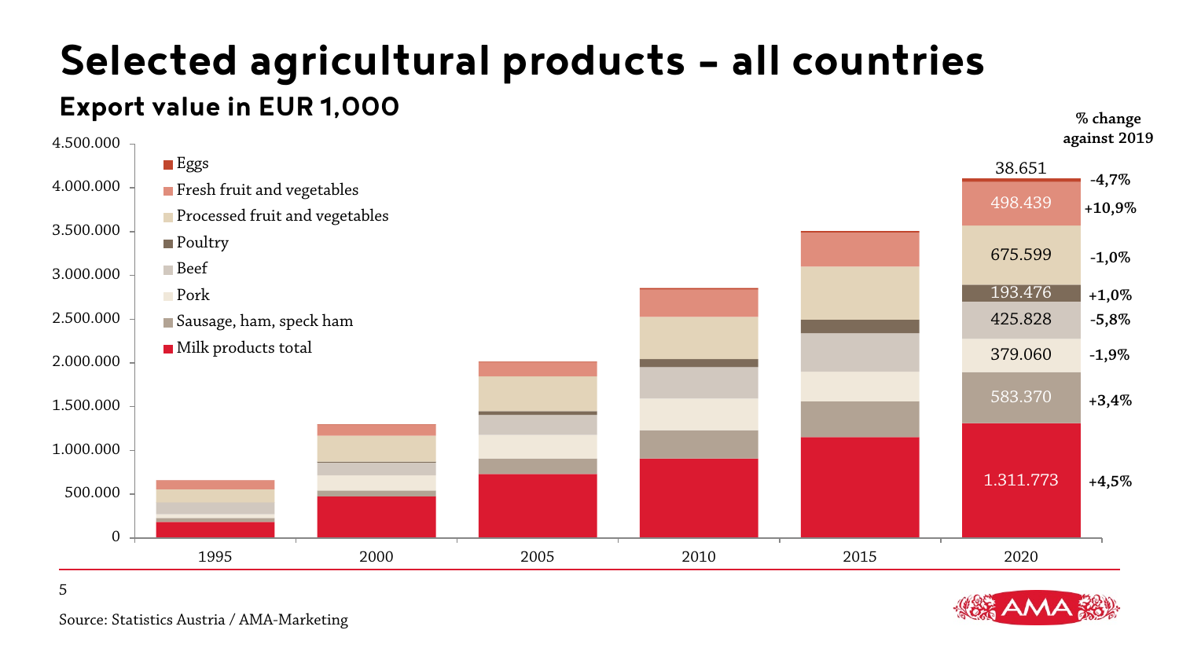# Selected agricultural products – all countries

## Export value in EUR 1,000

| 2020 | Value | % change against 2019 |
|---|---|---|
| Eggs | 38.651 | -4,7% |
| Fresh fruit and vegetables | 498.439 | +10,9% |
| Processed fruit and vegetables | 675.599 | -1,0% |
| Poultry | 193.476 | +1,0% |
| Beef | 425.828 | -5,8% |
| Pork | 379.060 | -1,9% |
| Sausage, ham, speck ham | 583.370 | +3,4% |
| Milk products total | 1.311.773 | +4,5% |

Source: Statistics Austria / AMA-Marketing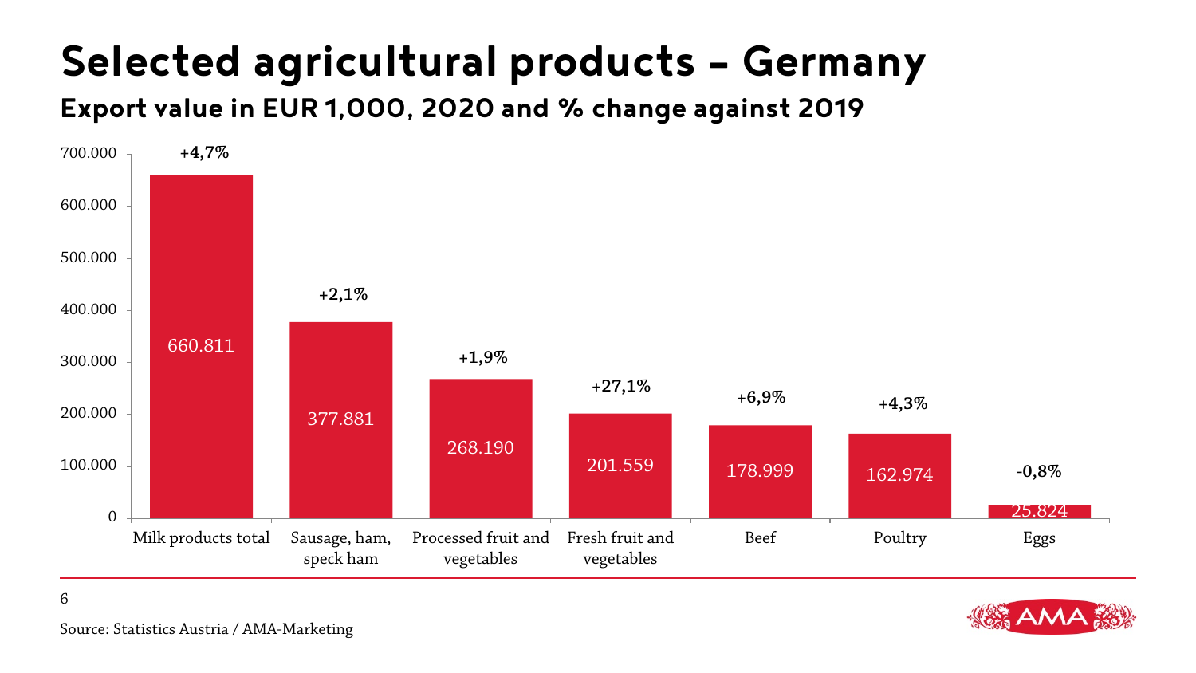# Selected agricultural products – Germany

## Export value in EUR 1,000, 2020 and % change against 2019

| Product | Export value 2020 (EUR 1,000) | % change against 2019 |
| --- | --- | --- |
| Milk products total | 660.811 | +4,7% |
| Sausage, ham, speck ham | 377.881 | +2,1% |
| Processed fruit and vegetables | 268.190 | +1,9% |
| Fresh fruit and vegetables | 201.559 | +27,1% |
| Beef | 178.999 | +6,9% |
| Poultry | 162.974 | +4,3% |
| Eggs | 25.824 | -0,8% |

Source: Statistics Austria / AMA-Marketing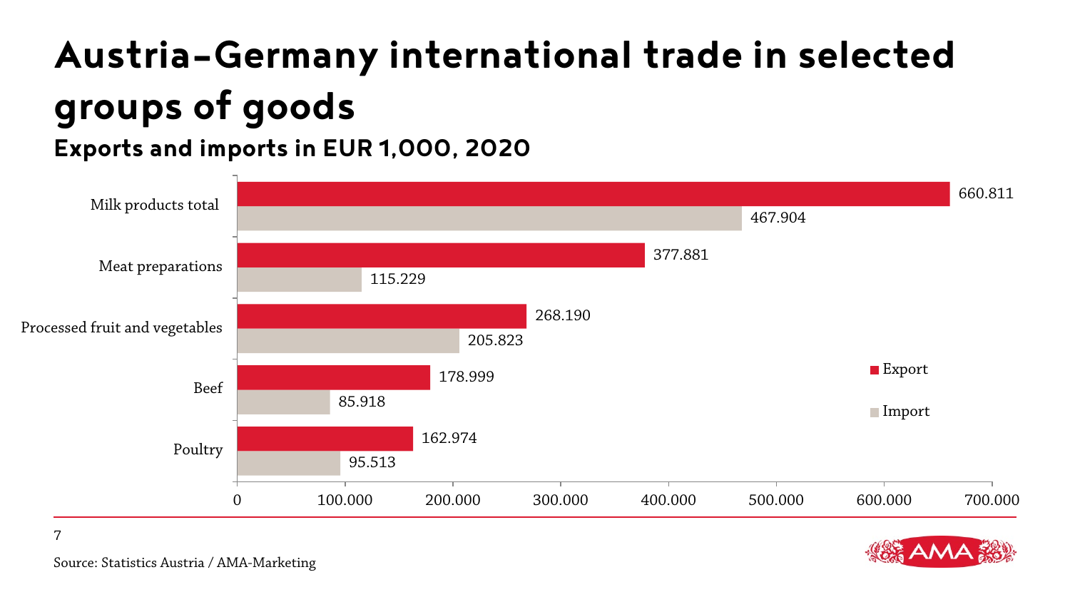# Austria–Germany international trade in selected groups of goods

## Exports and imports in EUR 1,000, 2020

| | Export | Import |
|---|---|---|
| Milk products total | 660.811 | 467.904 |
| Meat preparations | 377.881 | 115.229 |
| Processed fruit and vegetables | 268.190 | 205.823 |
| Beef | 178.999 | 85.918 |
| Poultry | 162.974 | 95.513 |

Source: Statistics Austria / AMA-Marketing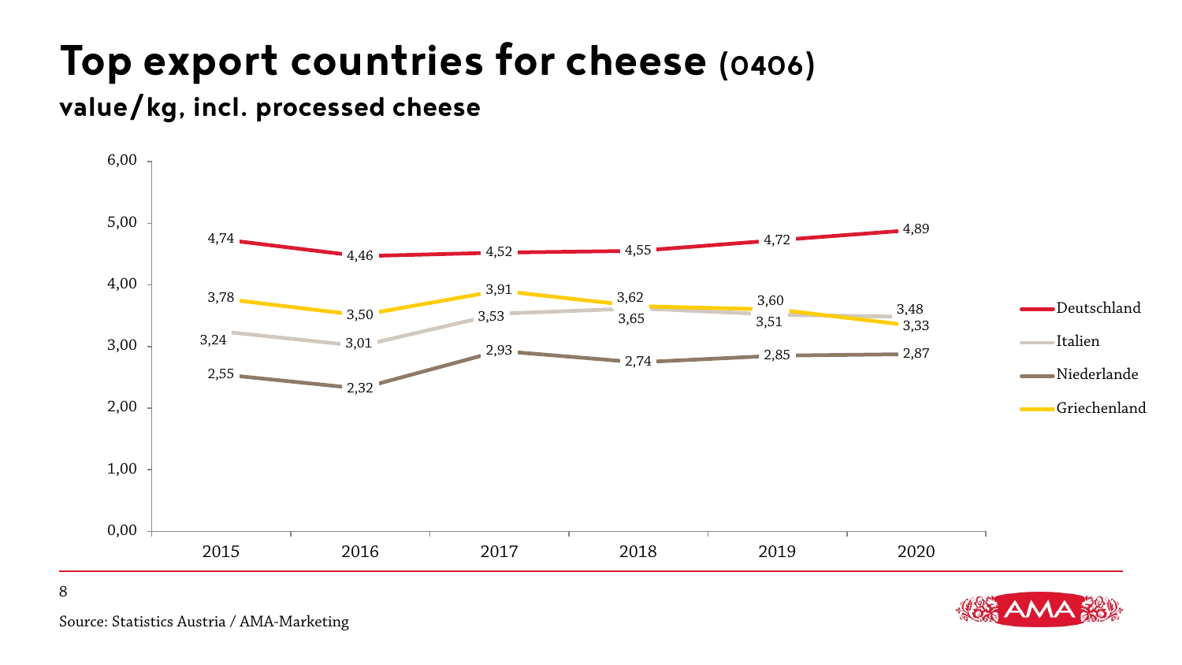# Top export countries for cheese (0406)

## value/kg, incl. processed cheese

| | 2015 | 2016 | 2017 | 2018 | 2019 | 2020 |
|---|---|---|---|---|---|---|
| Deutschland | 4,74 | 4,46 | 4,52 | 4,55 | 4,72 | 4,89 |
| Italien | 3,24 | 3,01 | 3,53 | 3,65 | 3,51 | 3,48 |
| Niederlande | 2,55 | 2,32 | 2,93 | 2,74 | 2,85 | 2,87 |
| Griechenland | 3,78 | 3,50 | 3,91 | 3,62 | 3,60 | 3,33 |

Source: Statistics Austria / AMA-Marketing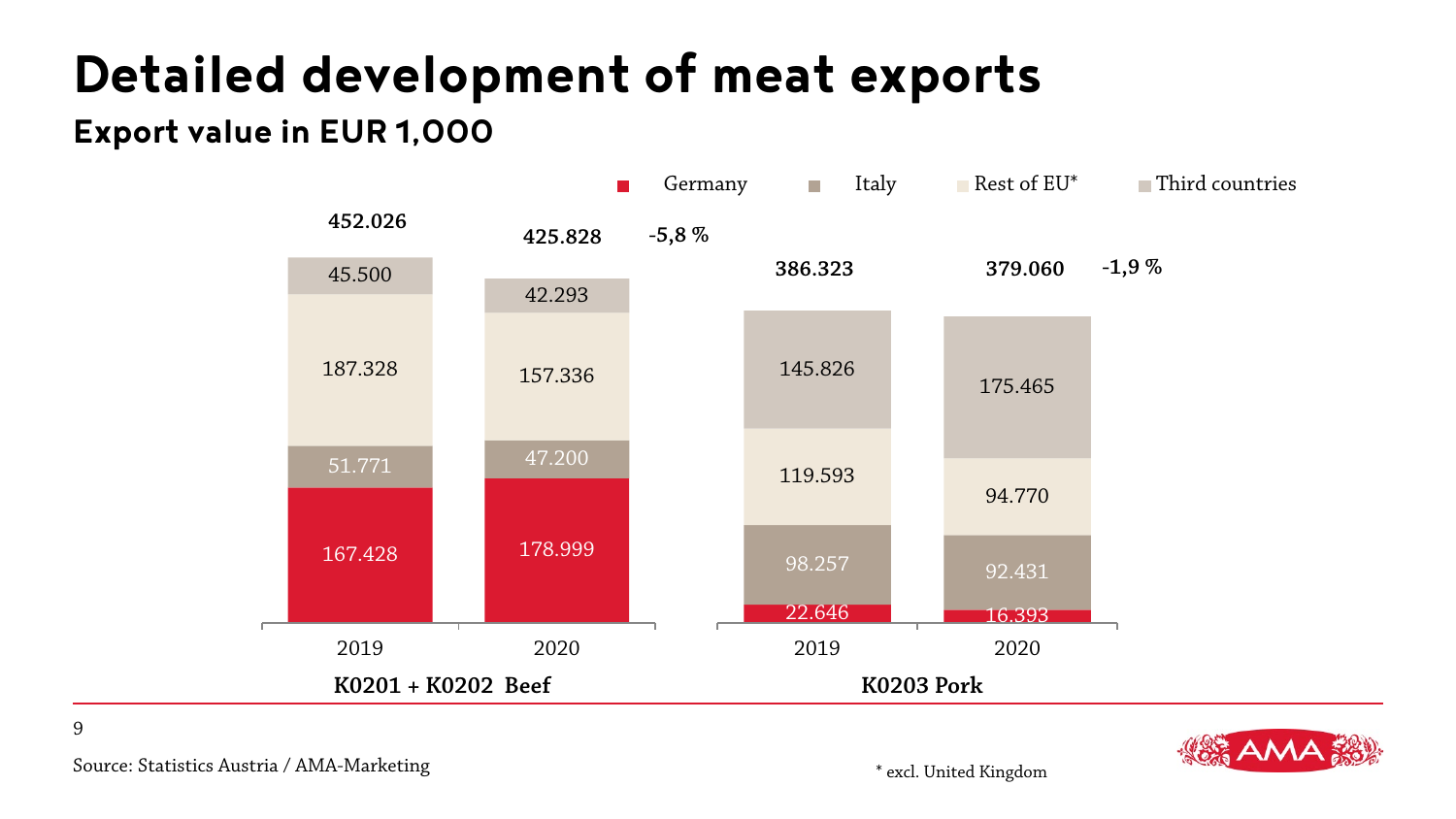# Detailed development of meat exports

## Export value in EUR 1,000

Germany
Italy
Rest of EU*
Third countries

452.026
425.828
-5,8 %

45.500
187.328
51.771
167.428

42.293
157.336
47.200
178.999

2019
2020

K0201 + K0202 Beef

386.323
379.060
-1,9 %

145.826
119.593
98.257
22.646

175.465
94.770
92.431
16.393

2019
2020

K0203 Pork

Source: Statistics Austria / AMA-Marketing

* excl. United Kingdom